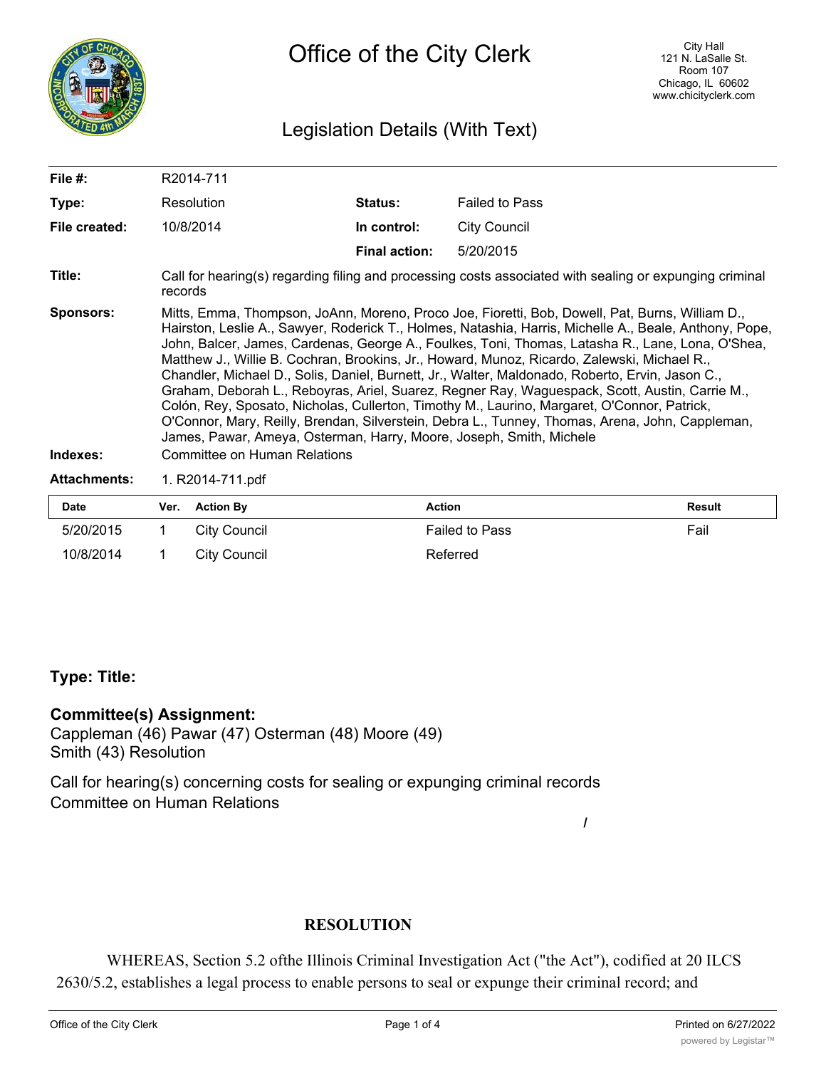# Office of the City Clerk

City Hall
121 N. LaSalle St.
Room 107
Chicago, IL 60602
www.chicityclerk.com

## Legislation Details (With Text)

| | | | |
|---|---|---|---|
| **File #:** | R2014-711 | | |
| **Type:** | Resolution | **Status:** | Failed to Pass |
| **File created:** | 10/8/2014 | **In control:** | City Council |
| | | **Final action:** | 5/20/2015 |

**Title:** Call for hearing(s) regarding filing and processing costs associated with sealing or expunging criminal records

**Sponsors:** Mitts, Emma, Thompson, JoAnn, Moreno, Proco Joe, Fioretti, Bob, Dowell, Pat, Burns, William D., Hairston, Leslie A., Sawyer, Roderick T., Holmes, Natashia, Harris, Michelle A., Beale, Anthony, Pope, John, Balcer, James, Cardenas, George A., Foulkes, Toni, Thomas, Latasha R., Lane, Lona, O'Shea, Matthew J., Willie B. Cochran, Brookins, Jr., Howard, Munoz, Ricardo, Zalewski, Michael R., Chandler, Michael D., Solis, Daniel, Burnett, Jr., Walter, Maldonado, Roberto, Ervin, Jason C., Graham, Deborah L., Reboyras, Ariel, Suarez, Regner Ray, Waguespack, Scott, Austin, Carrie M., Colón, Rey, Sposato, Nicholas, Cullerton, Timothy M., Laurino, Margaret, O'Connor, Patrick, O'Connor, Mary, Reilly, Brendan, Silverstein, Debra L., Tunney, Thomas, Arena, John, Cappleman, James, Pawar, Ameya, Osterman, Harry, Moore, Joseph, Smith, Michele

**Indexes:** Committee on Human Relations

**Attachments:** 1. R2014-711.pdf

| Date | Ver. | Action By | Action | Result |
|---|---|---|---|---|
| 5/20/2015 | 1 | City Council | Failed to Pass | Fail |
| 10/8/2014 | 1 | City Council | Referred | |

**Type: Title:**

**Committee(s) Assignment:**
Cappleman (46) Pawar (47) Osterman (48) Moore (49)
Smith (43) Resolution

Call for hearing(s) concerning costs for sealing or expunging criminal records
Committee on Human Relations

/

**RESOLUTION**

WHEREAS, Section 5.2 ofthe Illinois Criminal Investigation Act ("the Act"), codified at 20 ILCS 2630/5.2, establishes a legal process to enable persons to seal or expunge their criminal record; and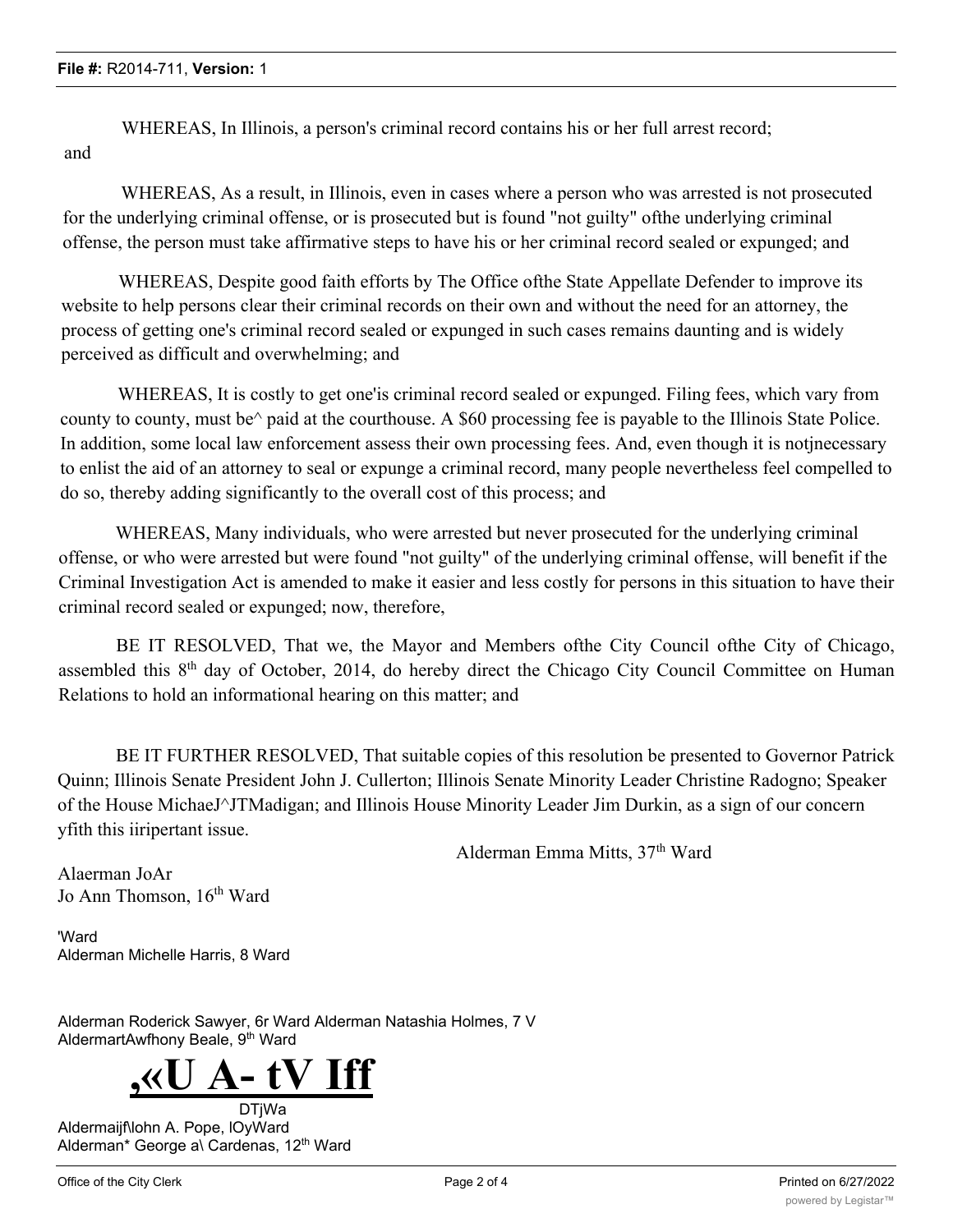WHEREAS, In Illinois, a person's criminal record contains his or her full arrest record; and

WHEREAS, As a result, in Illinois, even in cases where a person who was arrested is not prosecuted for the underlying criminal offense, or is prosecuted but is found "not guilty" ofthe underlying criminal offense, the person must take affirmative steps to have his or her criminal record sealed or expunged; and

WHEREAS, Despite good faith efforts by The Office ofthe State Appellate Defender to improve its website to help persons clear their criminal records on their own and without the need for an attorney, the process of getting one's criminal record sealed or expunged in such cases remains daunting and is widely perceived as difficult and overwhelming; and

WHEREAS, It is costly to get one'is criminal record sealed or expunged. Filing fees, which vary from county to county, must be^ paid at the courthouse. A $60 processing fee is payable to the Illinois State Police. In addition, some local law enforcement assess their own processing fees. And, even though it is notjnecessary to enlist the aid of an attorney to seal or expunge a criminal record, many people nevertheless feel compelled to do so, thereby adding significantly to the overall cost of this process; and

WHEREAS, Many individuals, who were arrested but never prosecuted for the underlying criminal offense, or who were arrested but were found "not guilty" of the underlying criminal offense, will benefit if the Criminal Investigation Act is amended to make it easier and less costly for persons in this situation to have their criminal record sealed or expunged; now, therefore,

BE IT RESOLVED, That we, the Mayor and Members ofthe City Council ofthe City of Chicago, assembled this 8th day of October, 2014, do hereby direct the Chicago City Council Committee on Human Relations to hold an informational hearing on this matter; and

BE IT FURTHER RESOLVED, That suitable copies of this resolution be presented to Governor Patrick Quinn; Illinois Senate President John J. Cullerton; Illinois Senate Minority Leader Christine Radogno; Speaker of the House MichaeJ^JTMadigan; and Illinois House Minority Leader Jim Durkin, as a sign of our concern yfith this iiripertant issue.

Alderman Emma Mitts, 37th Ward

Alaerman JoAr
Jo Ann Thomson, 16th Ward

'Ward
Alderman Michelle Harris, 8 Ward

Alderman Roderick Sawyer, 6r Ward Alderman Natashia Holmes, 7 V
AldermartAwfhony Beale, 9th Ward

,«U A- tV Iff

DTjWa
Aldermaijf\lohn A. Pope, lOyWard
Alderman* George a\ Cardenas, 12th Ward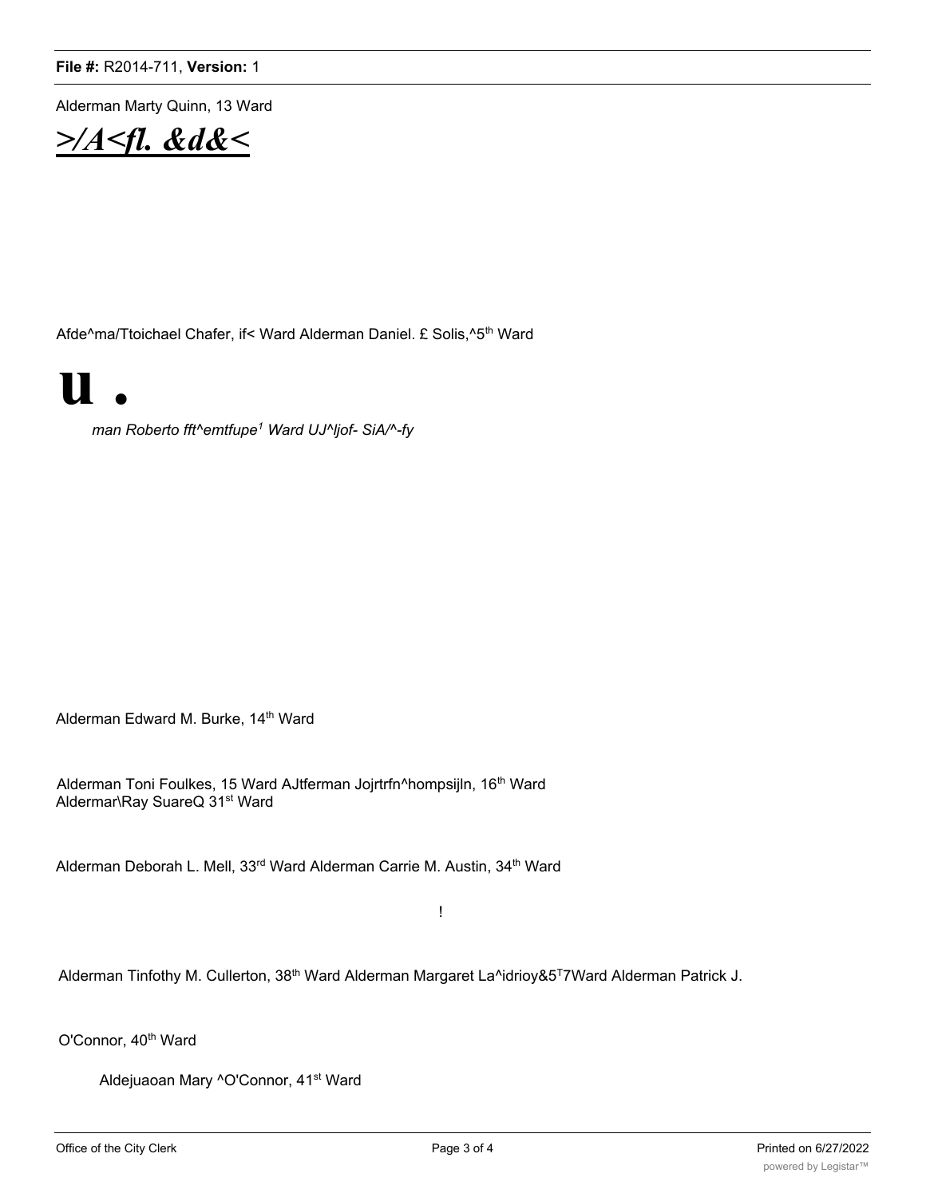Alderman Marty Quinn, 13 Ward

***>/A<fl. &d&<***

Afde^ma/Ttoichael Chafer, if< Ward Alderman Daniel. £ Solis,^5th Ward

**u .**

*man Roberto fft^emtfupe1 Ward UJ^ljof- SiA/^-fy*

Alderman Edward M. Burke, 14th Ward

Alderman Toni Foulkes, 15 Ward AJtferman Jojrtrfn^hompsijln, 16th Ward
Aldermar\Ray SuareQ 31st Ward

Alderman Deborah L. Mell, 33rd Ward Alderman Carrie M. Austin, 34th Ward

!

Alderman Tinfothy M. Cullerton, 38th Ward Alderman Margaret La^idrioy&5T7Ward Alderman Patrick J.

O'Connor, 40th Ward

Aldejuaoan Mary ^O'Connor, 41st Ward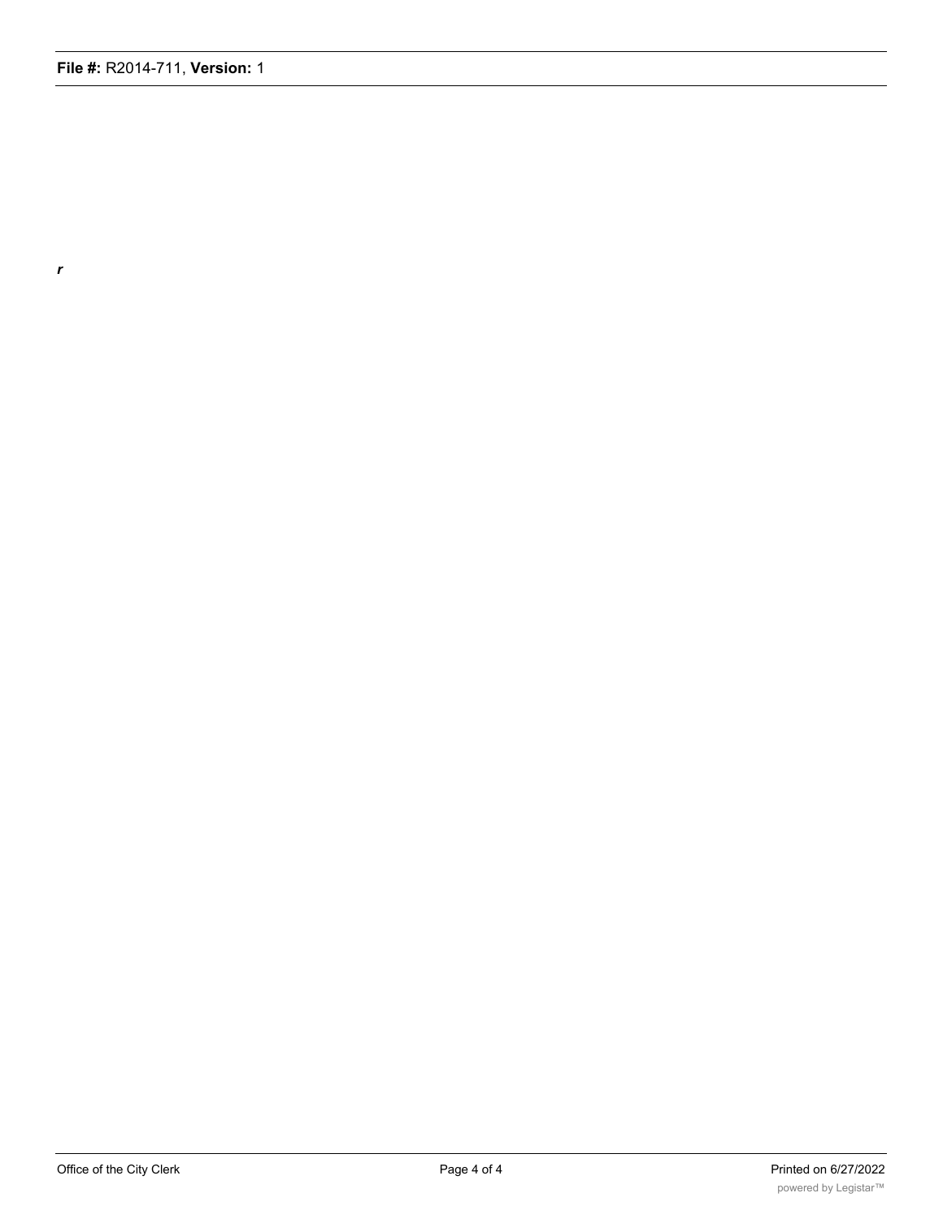***r***